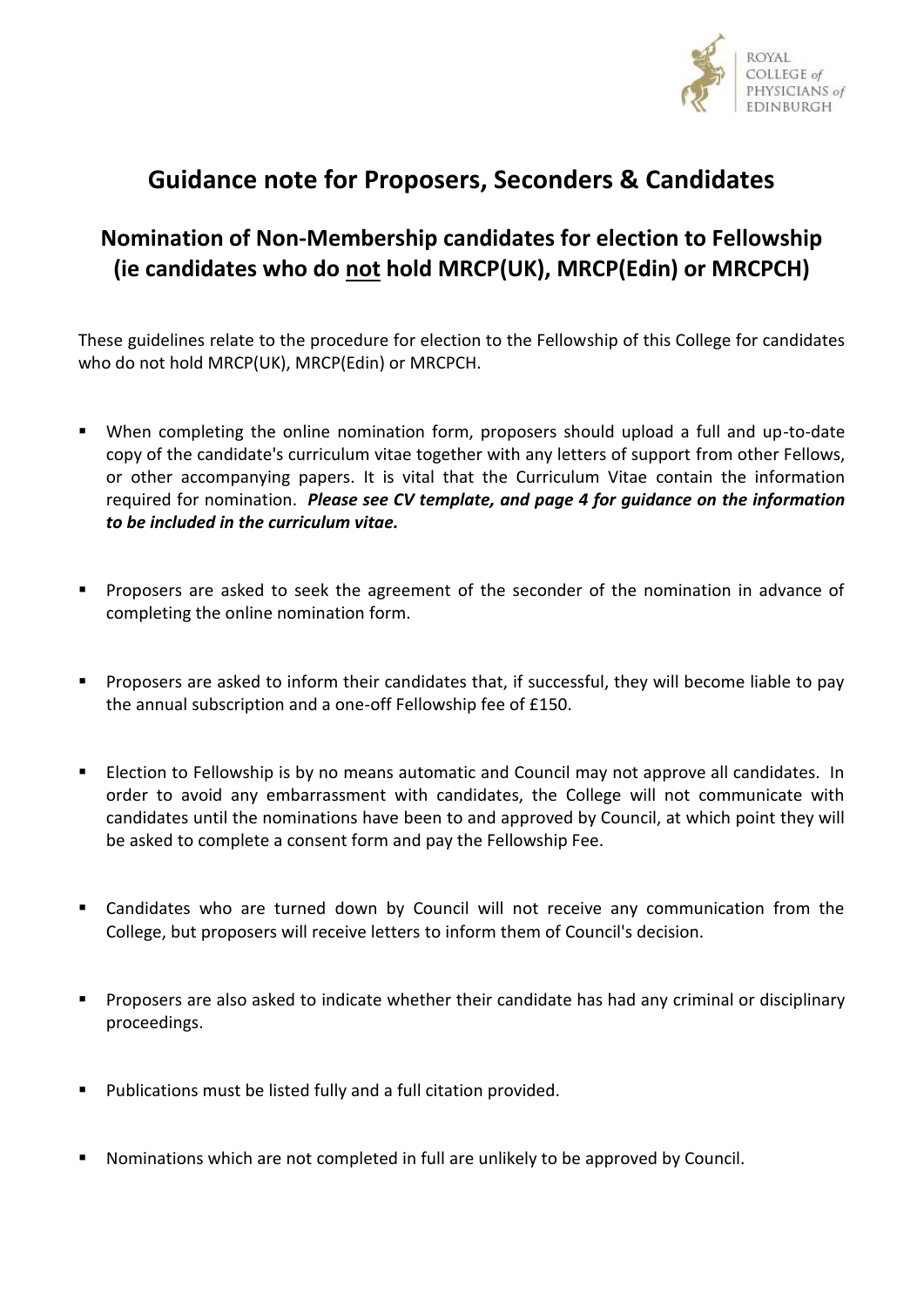# Guidance note for Proposers, Seconders & Candidates

## Nomination of Non-Membership candidates for election to Fellowship (ie candidates who do not hold MRCP(UK), MRCP(Edin) or MRCPCH)

These guidelines relate to the procedure for election to the Fellowship of this College for candidates who do not hold MRCP(UK), MRCP(Edin) or MRCPCH.

- When completing the online nomination form, proposers should upload a full and up-to-date copy of the candidate's curriculum vitae together with any letters of support from other Fellows, or other accompanying papers. It is vital that the Curriculum Vitae contain the information required for nomination. ***Please see CV template, and page 4 for guidance on the information to be included in the curriculum vitae.***

- Proposers are asked to seek the agreement of the seconder of the nomination in advance of completing the online nomination form.

- Proposers are asked to inform their candidates that, if successful, they will become liable to pay the annual subscription and a one-off Fellowship fee of £150.

- Election to Fellowship is by no means automatic and Council may not approve all candidates. In order to avoid any embarrassment with candidates, the College will not communicate with candidates until the nominations have been to and approved by Council, at which point they will be asked to complete a consent form and pay the Fellowship Fee.

- Candidates who are turned down by Council will not receive any communication from the College, but proposers will receive letters to inform them of Council's decision.

- Proposers are also asked to indicate whether their candidate has had any criminal or disciplinary proceedings.

- Publications must be listed fully and a full citation provided.

- Nominations which are not completed in full are unlikely to be approved by Council.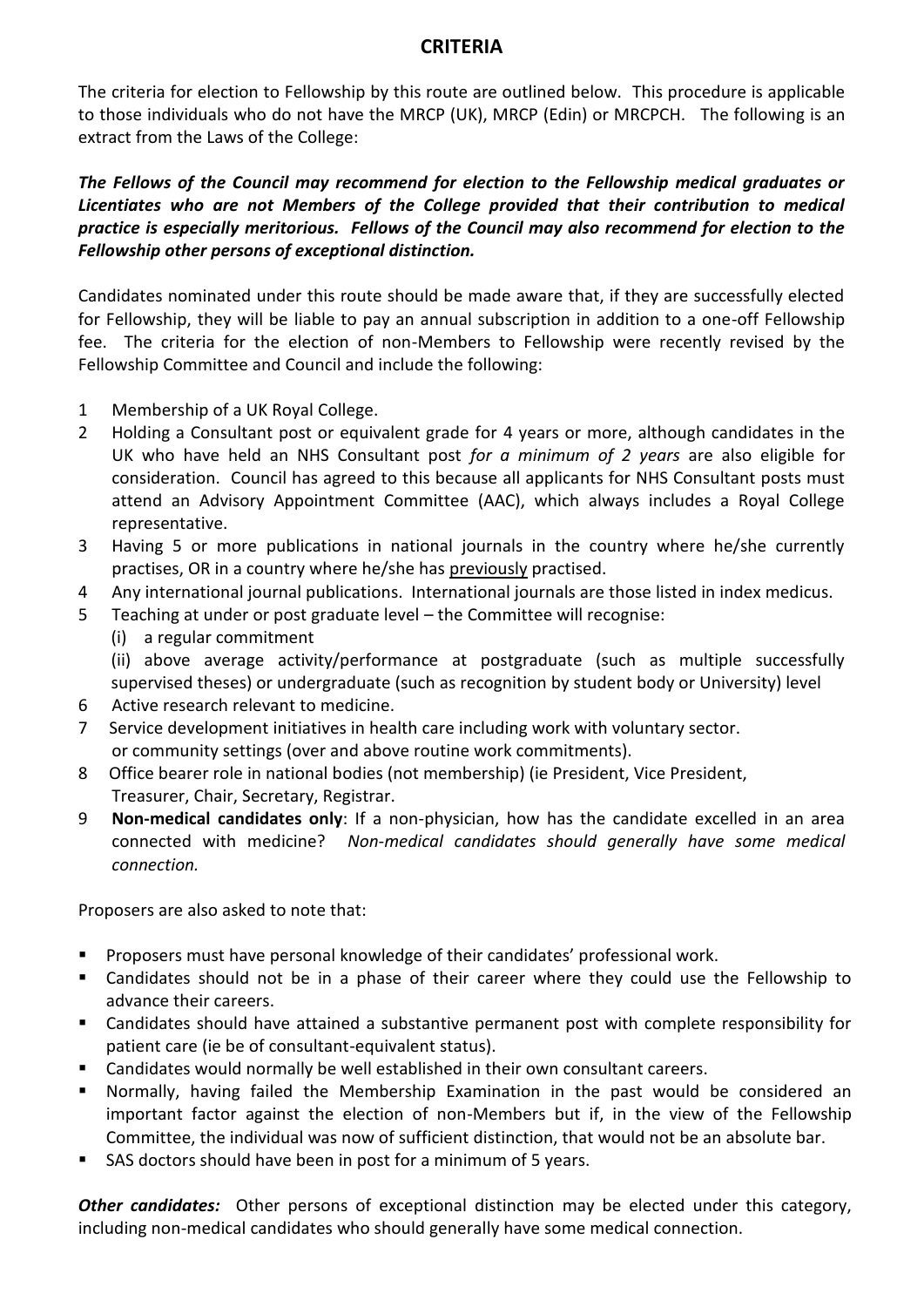## CRITERIA

The criteria for election to Fellowship by this route are outlined below. This procedure is applicable to those individuals who do not have the MRCP (UK), MRCP (Edin) or MRCPCH. The following is an extract from the Laws of the College:

***The Fellows of the Council may recommend for election to the Fellowship medical graduates or Licentiates who are not Members of the College provided that their contribution to medical practice is especially meritorious. Fellows of the Council may also recommend for election to the Fellowship other persons of exceptional distinction.***

Candidates nominated under this route should be made aware that, if they are successfully elected for Fellowship, they will be liable to pay an annual subscription in addition to a one-off Fellowship fee. The criteria for the election of non-Members to Fellowship were recently revised by the Fellowship Committee and Council and include the following:

1. Membership of a UK Royal College.
2. Holding a Consultant post or equivalent grade for 4 years or more, although candidates in the UK who have held an NHS Consultant post *for a minimum of 2 years* are also eligible for consideration. Council has agreed to this because all applicants for NHS Consultant posts must attend an Advisory Appointment Committee (AAC), which always includes a Royal College representative.
3. Having 5 or more publications in national journals in the country where he/she currently practises, OR in a country where he/she has previously practised.
4. Any international journal publications. International journals are those listed in index medicus.
5. Teaching at under or post graduate level – the Committee will recognise:
   (i) a regular commitment
   (ii) above average activity/performance at postgraduate (such as multiple successfully supervised theses) or undergraduate (such as recognition by student body or University) level
6. Active research relevant to medicine.
7. Service development initiatives in health care including work with voluntary sector. or community settings (over and above routine work commitments).
8. Office bearer role in national bodies (not membership) (ie President, Vice President, Treasurer, Chair, Secretary, Registrar.
9. **Non-medical candidates only**: If a non-physician, how has the candidate excelled in an area connected with medicine? *Non-medical candidates should generally have some medical connection.*

Proposers are also asked to note that:

- Proposers must have personal knowledge of their candidates' professional work.
- Candidates should not be in a phase of their career where they could use the Fellowship to advance their careers.
- Candidates should have attained a substantive permanent post with complete responsibility for patient care (ie be of consultant-equivalent status).
- Candidates would normally be well established in their own consultant careers.
- Normally, having failed the Membership Examination in the past would be considered an important factor against the election of non-Members but if, in the view of the Fellowship Committee, the individual was now of sufficient distinction, that would not be an absolute bar.
- SAS doctors should have been in post for a minimum of 5 years.

***Other candidates:*** Other persons of exceptional distinction may be elected under this category, including non-medical candidates who should generally have some medical connection.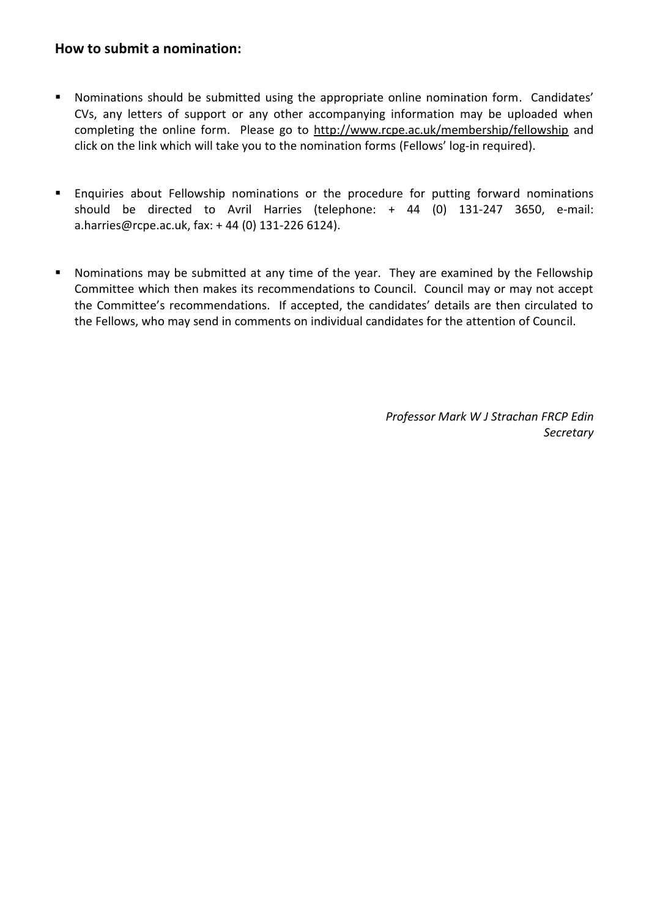## How to submit a nomination:

- Nominations should be submitted using the appropriate online nomination form. Candidates' CVs, any letters of support or any other accompanying information may be uploaded when completing the online form. Please go to http://www.rcpe.ac.uk/membership/fellowship and click on the link which will take you to the nomination forms (Fellows' log-in required).

- Enquiries about Fellowship nominations or the procedure for putting forward nominations should be directed to Avril Harries (telephone: + 44 (0) 131-247 3650, e-mail: a.harries@rcpe.ac.uk, fax: + 44 (0) 131-226 6124).

- Nominations may be submitted at any time of the year. They are examined by the Fellowship Committee which then makes its recommendations to Council. Council may or may not accept the Committee's recommendations. If accepted, the candidates' details are then circulated to the Fellows, who may send in comments on individual candidates for the attention of Council.

*Professor Mark W J Strachan FRCP Edin*
*Secretary*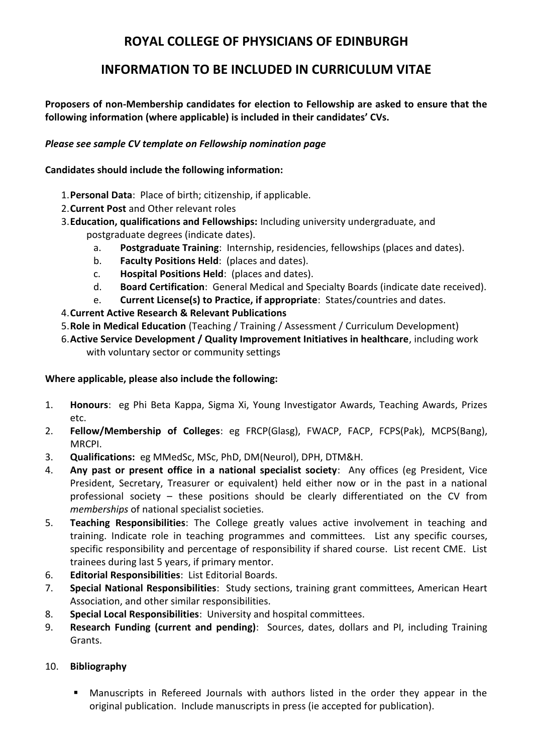# ROYAL COLLEGE OF PHYSICIANS OF EDINBURGH

## INFORMATION TO BE INCLUDED IN CURRICULUM VITAE

**Proposers of non-Membership candidates for election to Fellowship are asked to ensure that the following information (where applicable) is included in their candidates' CVs.**

***Please see sample CV template on Fellowship nomination page***

**Candidates should include the following information:**

1. **Personal Data**: Place of birth; citizenship, if applicable.
2. **Current Post** and Other relevant roles
3. **Education, qualifications and Fellowships:** Including university undergraduate, and postgraduate degrees (indicate dates).
    a. **Postgraduate Training**: Internship, residencies, fellowships (places and dates).
    b. **Faculty Positions Held**: (places and dates).
    c. **Hospital Positions Held**: (places and dates).
    d. **Board Certification**: General Medical and Specialty Boards (indicate date received).
    e. **Current License(s) to Practice, if appropriate**: States/countries and dates.
4. **Current Active Research & Relevant Publications**
5. **Role in Medical Education** (Teaching / Training / Assessment / Curriculum Development)
6. **Active Service Development / Quality Improvement Initiatives in healthcare**, including work with voluntary sector or community settings

**Where applicable, please also include the following:**

1. **Honours**: eg Phi Beta Kappa, Sigma Xi, Young Investigator Awards, Teaching Awards, Prizes etc.
2. **Fellow/Membership of Colleges**: eg FRCP(Glasg), FWACP, FACP, FCPS(Pak), MCPS(Bang), MRCPI.
3. **Qualifications:** eg MMedSc, MSc, PhD, DM(Neurol), DPH, DTM&H.
4. **Any past or present office in a national specialist society**: Any offices (eg President, Vice President, Secretary, Treasurer or equivalent) held either now or in the past in a national professional society – these positions should be clearly differentiated on the CV from *memberships* of national specialist societies.
5. **Teaching Responsibilities**: The College greatly values active involvement in teaching and training. Indicate role in teaching programmes and committees. List any specific courses, specific responsibility and percentage of responsibility if shared course. List recent CME. List trainees during last 5 years, if primary mentor.
6. **Editorial Responsibilities**: List Editorial Boards.
7. **Special National Responsibilities**: Study sections, training grant committees, American Heart Association, and other similar responsibilities.
8. **Special Local Responsibilities**: University and hospital committees.
9. **Research Funding (current and pending)**: Sources, dates, dollars and PI, including Training Grants.
10. **Bibliography**
    - Manuscripts in Refereed Journals with authors listed in the order they appear in the original publication. Include manuscripts in press (ie accepted for publication).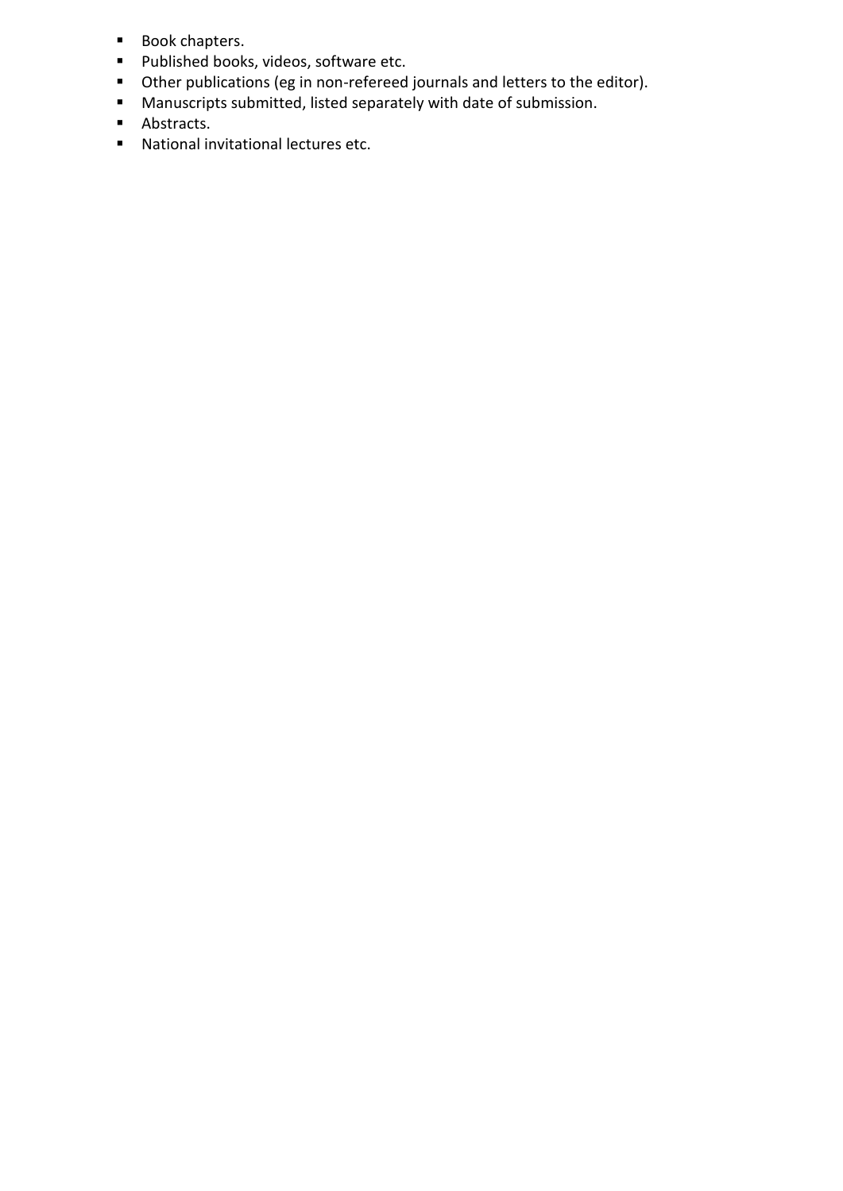- Book chapters.
- Published books, videos, software etc.
- Other publications (eg in non-refereed journals and letters to the editor).
- Manuscripts submitted, listed separately with date of submission.
- Abstracts.
- National invitational lectures etc.